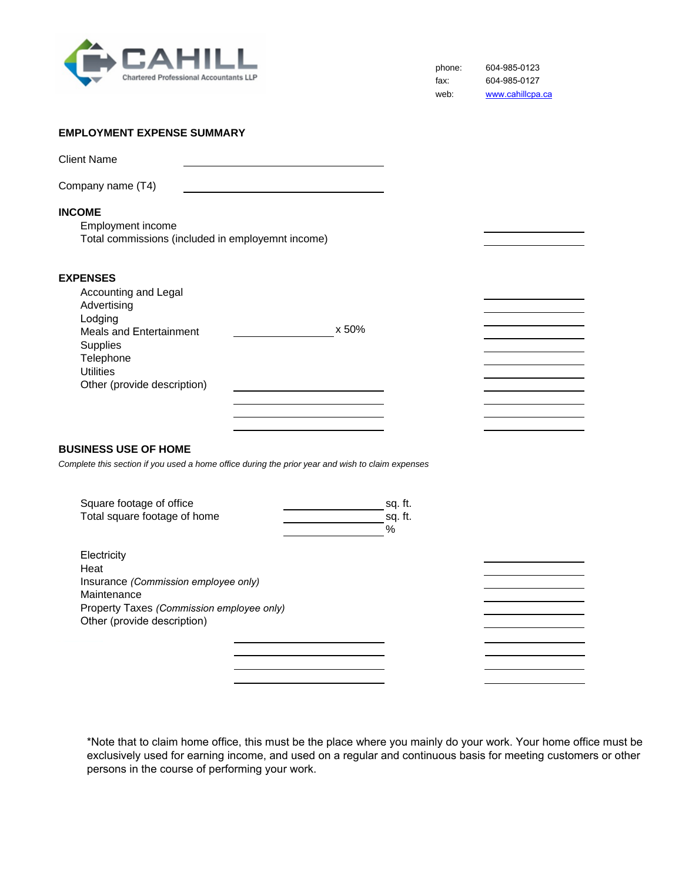CAHILL
Chartered Professional Accountants LLP

phone: 604-985-0123
fax: 604-985-0127
web: www.cahillcpa.ca

## EMPLOYMENT EXPENSE SUMMARY

Client Name ______________________

Company name (T4) ______________________

### INCOME

Employment income ______________
Total commissions (included in employemnt income) ______________

### EXPENSES

Accounting and Legal ______________
Advertising ______________
Lodging ______________
Meals and Entertainment ______________ x 50% ______________
Supplies ______________
Telephone ______________
Utilities ______________
Other (provide description) ______________ ______________
______________ ______________
______________ ______________
______________ ______________

### BUSINESS USE OF HOME

*Complete this section if you used a home office during the prior year and wish to claim expenses*

Square footage of office ______________ sq. ft.
Total square footage of home ______________ sq. ft.
______________ %

Electricity ______________
Heat ______________
Insurance *(Commission employee only)* ______________
Maintenance ______________
Property Taxes *(Commission employee only)* ______________
Other (provide description) ______________
______________ ______________
______________ ______________
______________ ______________
______________ ______________

*Note that to claim home office, this must be the place where you mainly do your work. Your home office must be exclusively used for earning income, and used on a regular and continuous basis for meeting customers or other persons in the course of performing your work.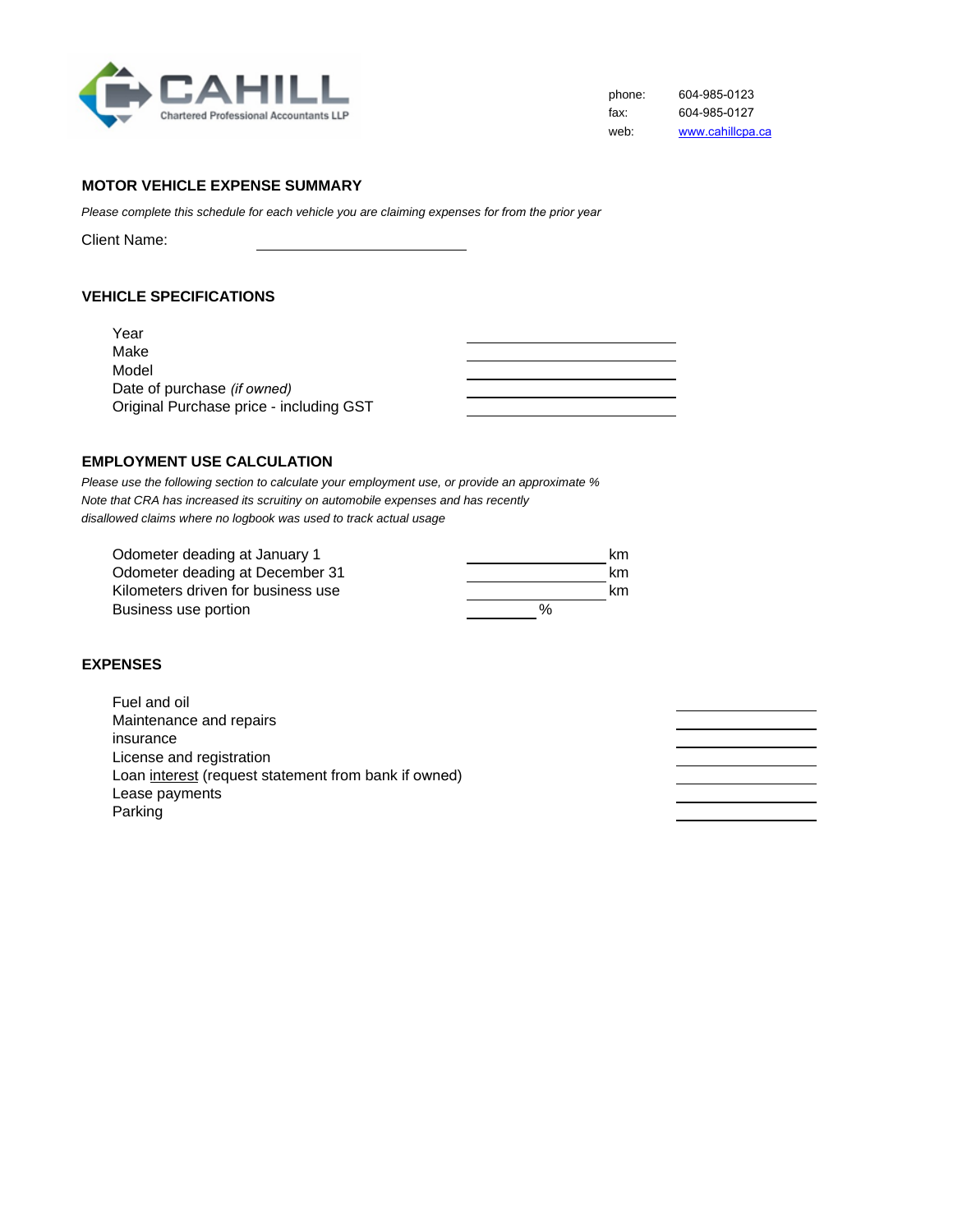CAHILL
Chartered Professional Accountants LLP

phone: 604-985-0123
fax: 604-985-0127
web: www.cahillcpa.ca

## MOTOR VEHICLE EXPENSE SUMMARY

*Please complete this schedule for each vehicle you are claiming expenses for from the prior year*

Client Name: \_\_\_\_\_\_\_\_\_\_\_\_\_\_\_\_\_\_\_\_

## VEHICLE SPECIFICATIONS

| | |
|---|---|
| Year | |
| Make | |
| Model | |
| Date of purchase *(if owned)* | |
| Original Purchase price - including GST | |

## EMPLOYMENT USE CALCULATION

*Please use the following section to calculate your employment use, or provide an approximate %*
*Note that CRA has increased its scruitiny on automobile expenses and has recently disallowed claims where no logbook was used to track actual usage*

| | | |
|---|---|---|
| Odometer deading at January 1 | | km |
| Odometer deading at December 31 | | km |
| Kilometers driven for business use | | km |
| Business use portion | | % |

## EXPENSES

| | |
|---|---|
| Fuel and oil | |
| Maintenance and repairs | |
| insurance | |
| License and registration | |
| Loan interest (request statement from bank if owned) | |
| Lease payments | |
| Parking | |